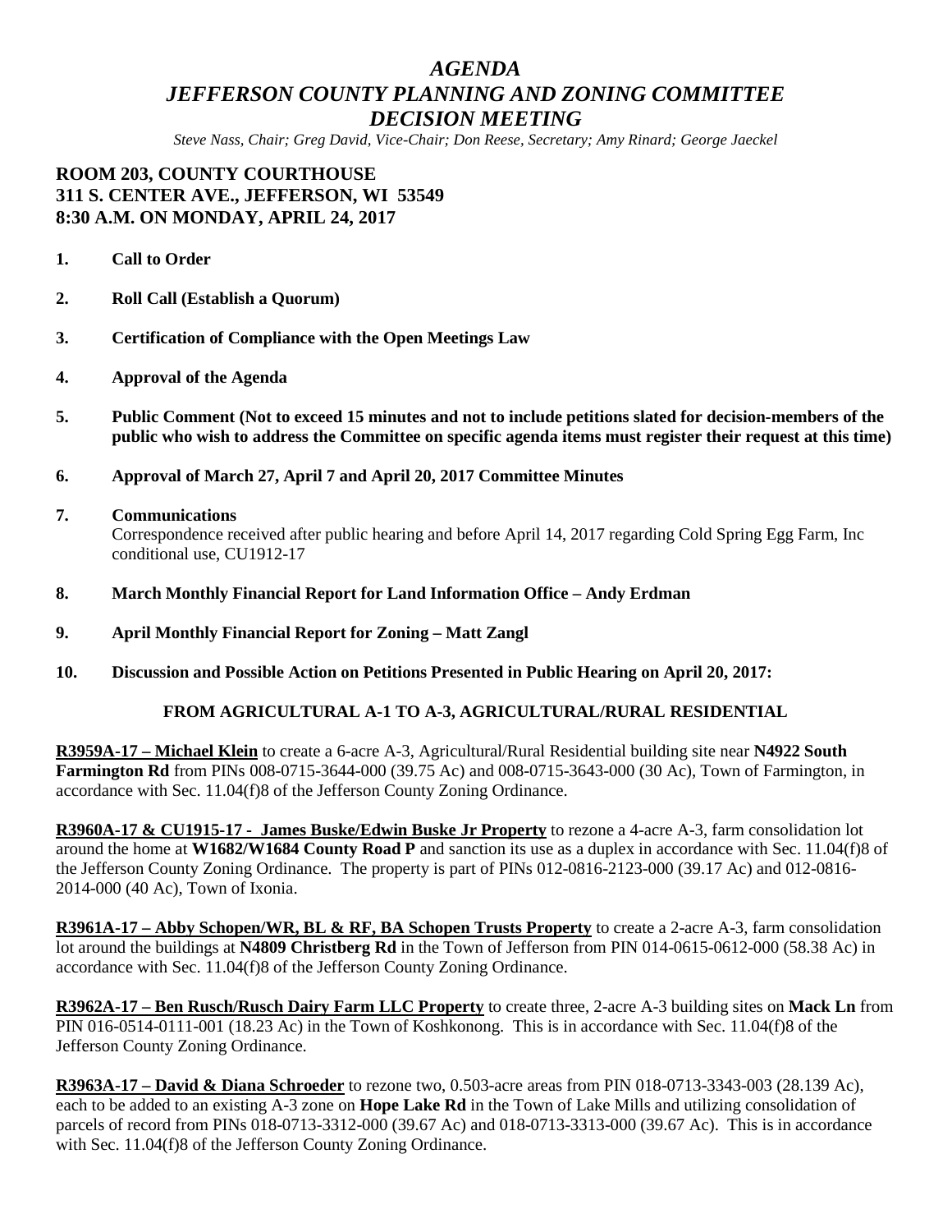# *AGENDA*
# *JEFFERSON COUNTY PLANNING AND ZONING COMMITTEE*
# *DECISION MEETING*

*Steve Nass, Chair; Greg David, Vice-Chair; Don Reese, Secretary; Amy Rinard; George Jaeckel*

**ROOM 203, COUNTY COURTHOUSE**
**311 S. CENTER AVE., JEFFERSON, WI 53549**
**8:30 A.M. ON MONDAY, APRIL 24, 2017**

1. **Call to Order**

2. **Roll Call (Establish a Quorum)**

3. **Certification of Compliance with the Open Meetings Law**

4. **Approval of the Agenda**

5. **Public Comment (Not to exceed 15 minutes and not to include petitions slated for decision-members of the public who wish to address the Committee on specific agenda items must register their request at this time)**

6. **Approval of March 27, April 7 and April 20, 2017 Committee Minutes**

7. **Communications**
   Correspondence received after public hearing and before April 14, 2017 regarding Cold Spring Egg Farm, Inc conditional use, CU1912-17

8. **March Monthly Financial Report for Land Information Office – Andy Erdman**

9. **April Monthly Financial Report for Zoning – Matt Zangl**

10. **Discussion and Possible Action on Petitions Presented in Public Hearing on April 20, 2017:**

**FROM AGRICULTURAL A-1 TO A-3, AGRICULTURAL/RURAL RESIDENTIAL**

**R3959A-17 – Michael Klein** to create a 6-acre A-3, Agricultural/Rural Residential building site near **N4922 South Farmington Rd** from PINs 008-0715-3644-000 (39.75 Ac) and 008-0715-3643-000 (30 Ac), Town of Farmington, in accordance with Sec. 11.04(f)8 of the Jefferson County Zoning Ordinance.

**R3960A-17 & CU1915-17 - James Buske/Edwin Buske Jr Property** to rezone a 4-acre A-3, farm consolidation lot around the home at **W1682/W1684 County Road P** and sanction its use as a duplex in accordance with Sec. 11.04(f)8 of the Jefferson County Zoning Ordinance. The property is part of PINs 012-0816-2123-000 (39.17 Ac) and 012-0816-2014-000 (40 Ac), Town of Ixonia.

**R3961A-17 – Abby Schopen/WR, BL & RF, BA Schopen Trusts Property** to create a 2-acre A-3, farm consolidation lot around the buildings at **N4809 Christberg Rd** in the Town of Jefferson from PIN 014-0615-0612-000 (58.38 Ac) in accordance with Sec. 11.04(f)8 of the Jefferson County Zoning Ordinance.

**R3962A-17 – Ben Rusch/Rusch Dairy Farm LLC Property** to create three, 2-acre A-3 building sites on **Mack Ln** from PIN 016-0514-0111-001 (18.23 Ac) in the Town of Koshkonong. This is in accordance with Sec. 11.04(f)8 of the Jefferson County Zoning Ordinance.

**R3963A-17 – David & Diana Schroeder** to rezone two, 0.503-acre areas from PIN 018-0713-3343-003 (28.139 Ac), each to be added to an existing A-3 zone on **Hope Lake Rd** in the Town of Lake Mills and utilizing consolidation of parcels of record from PINs 018-0713-3312-000 (39.67 Ac) and 018-0713-3313-000 (39.67 Ac). This is in accordance with Sec. 11.04(f)8 of the Jefferson County Zoning Ordinance.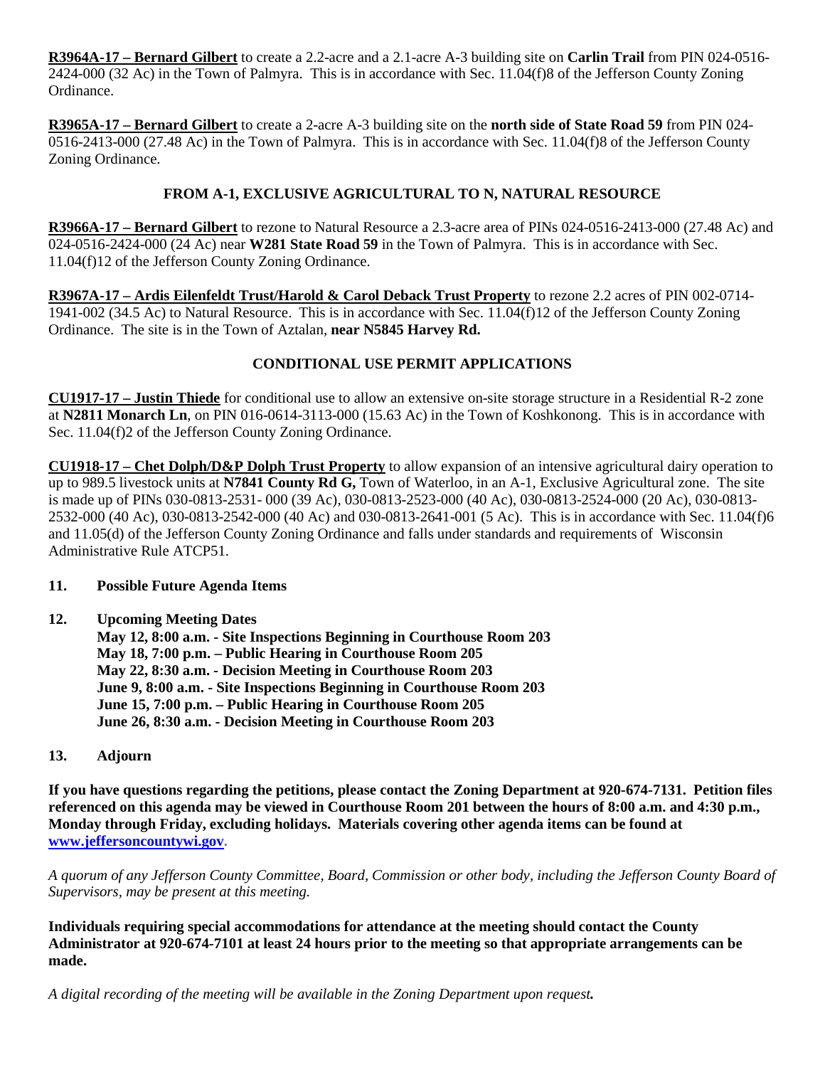**R3964A-17 – Bernard Gilbert** to create a 2.2-acre and a 2.1-acre A-3 building site on **Carlin Trail** from PIN 024-0516-2424-000 (32 Ac) in the Town of Palmyra. This is in accordance with Sec. 11.04(f)8 of the Jefferson County Zoning Ordinance.

**R3965A-17 – Bernard Gilbert** to create a 2-acre A-3 building site on the **north side of State Road 59** from PIN 024-0516-2413-000 (27.48 Ac) in the Town of Palmyra. This is in accordance with Sec. 11.04(f)8 of the Jefferson County Zoning Ordinance.

**FROM A-1, EXCLUSIVE AGRICULTURAL TO N, NATURAL RESOURCE**

**R3966A-17 – Bernard Gilbert** to rezone to Natural Resource a 2.3-acre area of PINs 024-0516-2413-000 (27.48 Ac) and 024-0516-2424-000 (24 Ac) near **W281 State Road 59** in the Town of Palmyra. This is in accordance with Sec. 11.04(f)12 of the Jefferson County Zoning Ordinance.

**R3967A-17 – Ardis Eilenfeldt Trust/Harold & Carol Deback Trust Property** to rezone 2.2 acres of PIN 002-0714-1941-002 (34.5 Ac) to Natural Resource. This is in accordance with Sec. 11.04(f)12 of the Jefferson County Zoning Ordinance. The site is in the Town of Aztalan, **near N5845 Harvey Rd.**

**CONDITIONAL USE PERMIT APPLICATIONS**

**CU1917-17 – Justin Thiede** for conditional use to allow an extensive on-site storage structure in a Residential R-2 zone at **N2811 Monarch Ln**, on PIN 016-0614-3113-000 (15.63 Ac) in the Town of Koshkonong. This is in accordance with Sec. 11.04(f)2 of the Jefferson County Zoning Ordinance.

**CU1918-17 – Chet Dolph/D&P Dolph Trust Property** to allow expansion of an intensive agricultural dairy operation to up to 989.5 livestock units at **N7841 County Rd G,** Town of Waterloo, in an A-1, Exclusive Agricultural zone. The site is made up of PINs 030-0813-2531- 000 (39 Ac), 030-0813-2523-000 (40 Ac), 030-0813-2524-000 (20 Ac), 030-0813-2532-000 (40 Ac), 030-0813-2542-000 (40 Ac) and 030-0813-2641-001 (5 Ac). This is in accordance with Sec. 11.04(f)6 and 11.05(d) of the Jefferson County Zoning Ordinance and falls under standards and requirements of Wisconsin Administrative Rule ATCP51.

**11. Possible Future Agenda Items**

**12. Upcoming Meeting Dates**

**May 12, 8:00 a.m. - Site Inspections Beginning in Courthouse Room 203**
**May 18, 7:00 p.m. – Public Hearing in Courthouse Room 205**
**May 22, 8:30 a.m. - Decision Meeting in Courthouse Room 203**
**June 9, 8:00 a.m. - Site Inspections Beginning in Courthouse Room 203**
**June 15, 7:00 p.m. – Public Hearing in Courthouse Room 205**
**June 26, 8:30 a.m. - Decision Meeting in Courthouse Room 203**

**13. Adjourn**

**If you have questions regarding the petitions, please contact the Zoning Department at 920-674-7131. Petition files referenced on this agenda may be viewed in Courthouse Room 201 between the hours of 8:00 a.m. and 4:30 p.m., Monday through Friday, excluding holidays. Materials covering other agenda items can be found at www.jeffersoncountywi.gov.**

*A quorum of any Jefferson County Committee, Board, Commission or other body, including the Jefferson County Board of Supervisors, may be present at this meeting.*

**Individuals requiring special accommodations for attendance at the meeting should contact the County Administrator at 920-674-7101 at least 24 hours prior to the meeting so that appropriate arrangements can be made.**

*A digital recording of the meeting will be available in the Zoning Department upon request.*